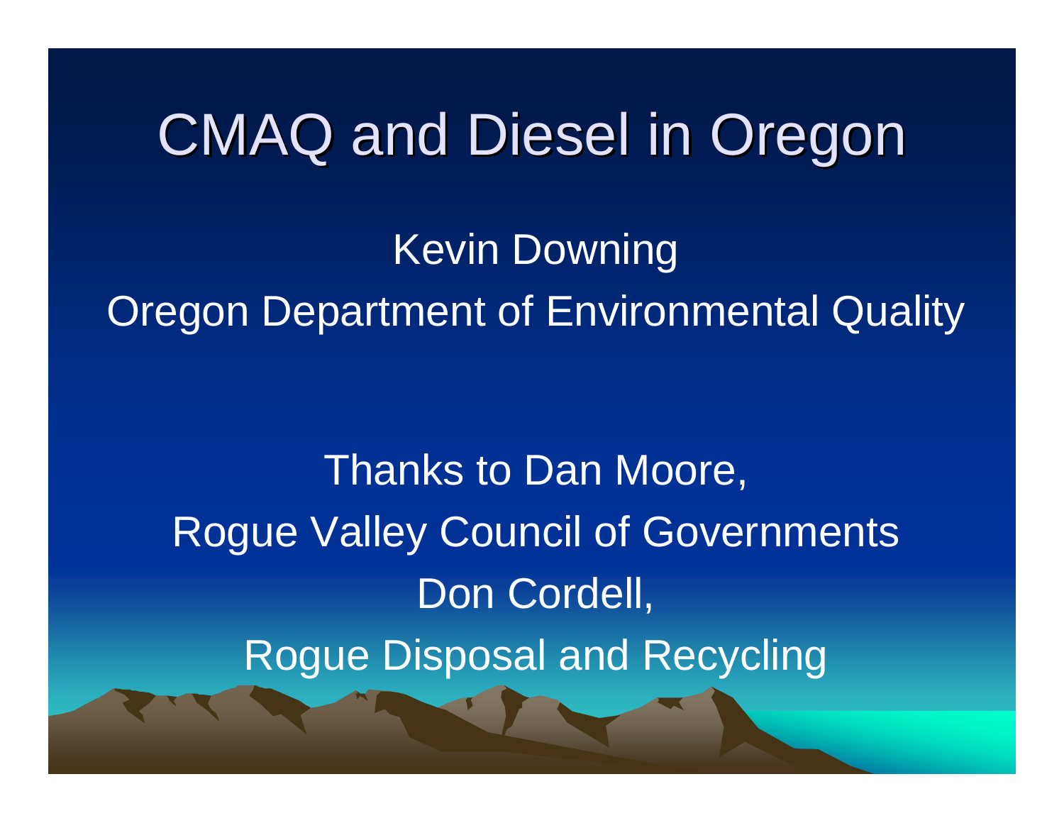# CMAQ and Diesel in Oregon

Kevin Downing

Oregon Department of Environmental Quality

Thanks to Dan Moore,

Rogue Valley Council of Governments

Don Cordell,

Rogue Disposal and Recycling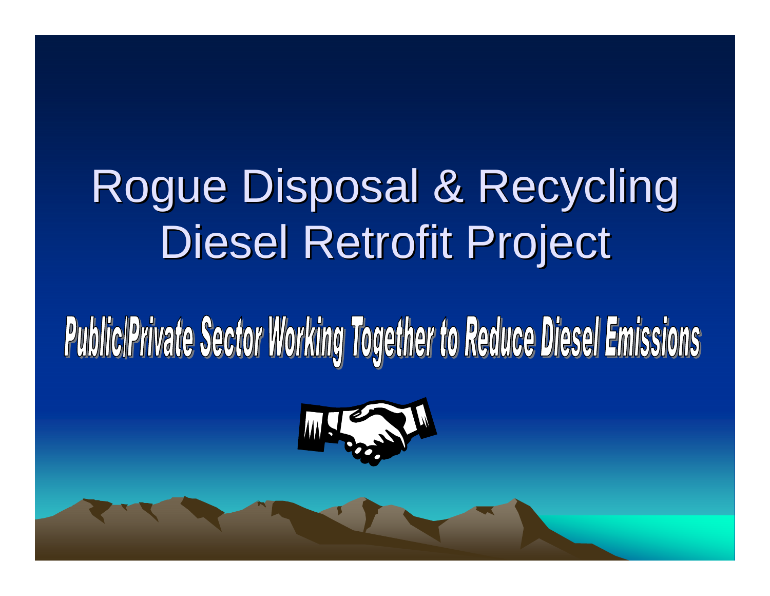# Rogue Disposal & Recycling Diesel Retrofit Project

## Public/Private Sector Working Together to Reduce Diesel Emissions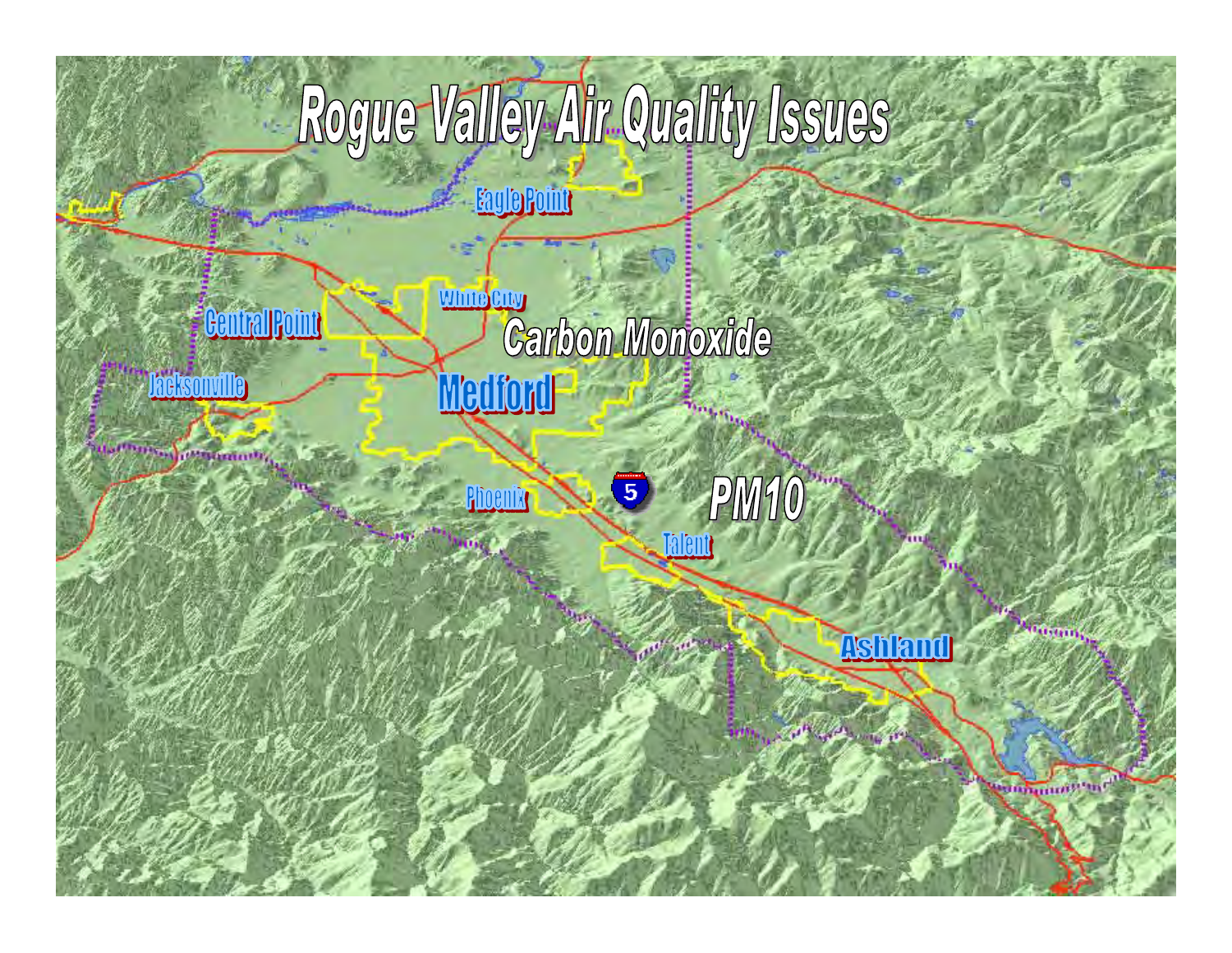# Rogue Valley Air Quality Issues

Eagle Point

White City

Central Point

Carbon Monoxide

Jacksonville

Medford

Phoenix

5

PM10

Talent

Ashland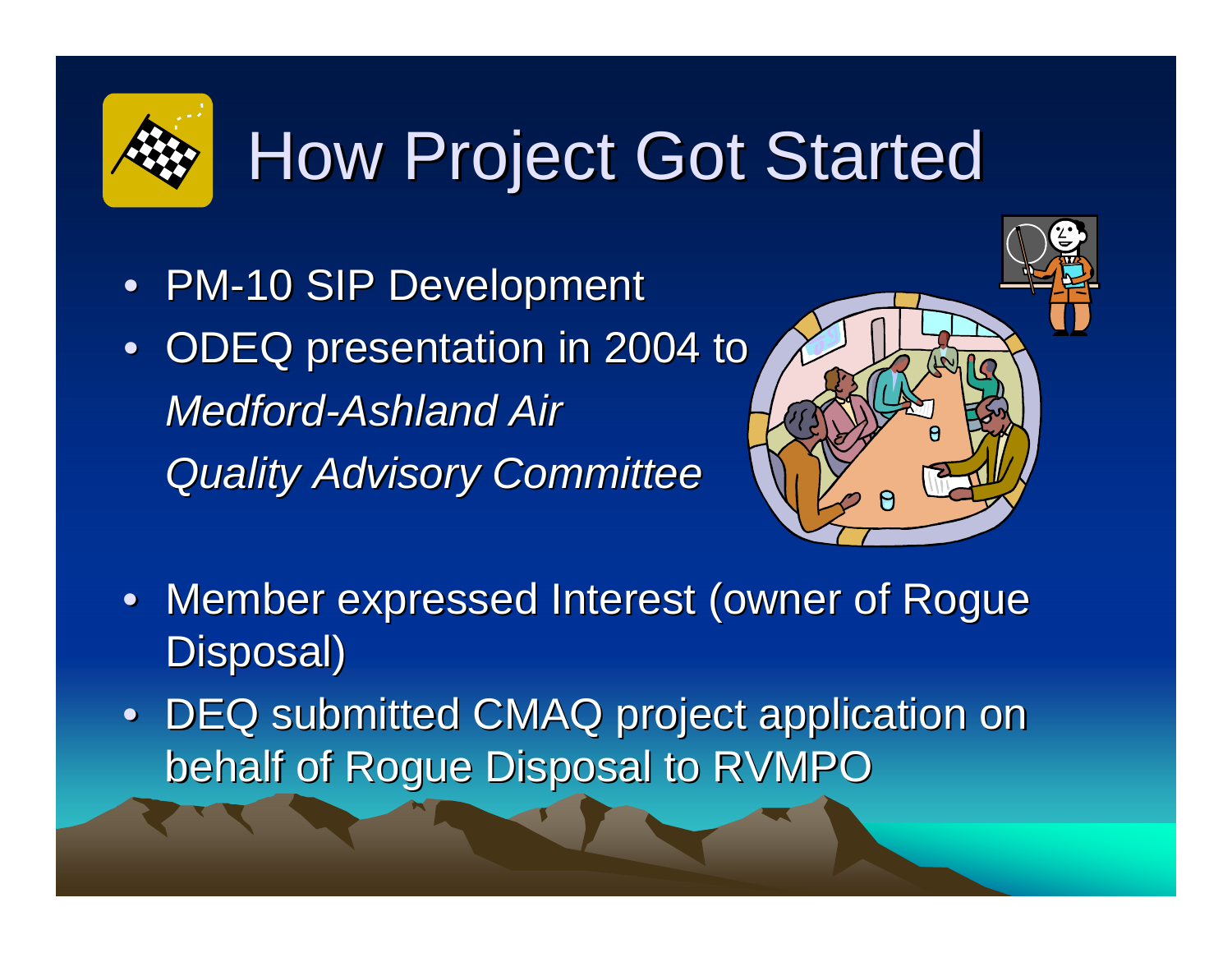# How Project Got Started

- PM-10 SIP Development
- ODEQ presentation in 2004 to *Medford-Ashland Air Quality Advisory Committee*
- Member expressed Interest (owner of Rogue Disposal)
- DEQ submitted CMAQ project application on behalf of Rogue Disposal to RVMPO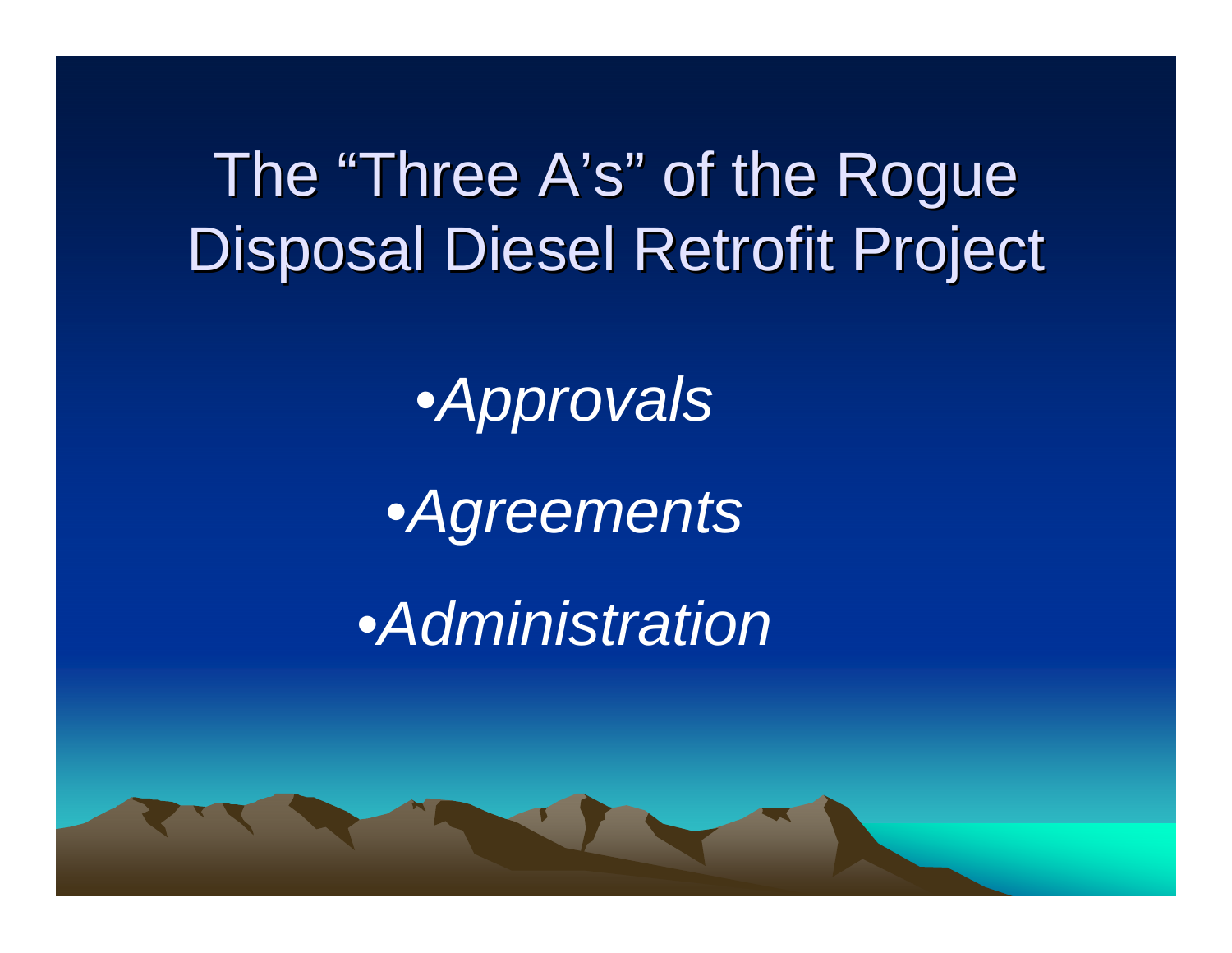# The "Three A's" of the Rogue Disposal Diesel Retrofit Project

- *Approvals*
- *Agreements*
- *Administration*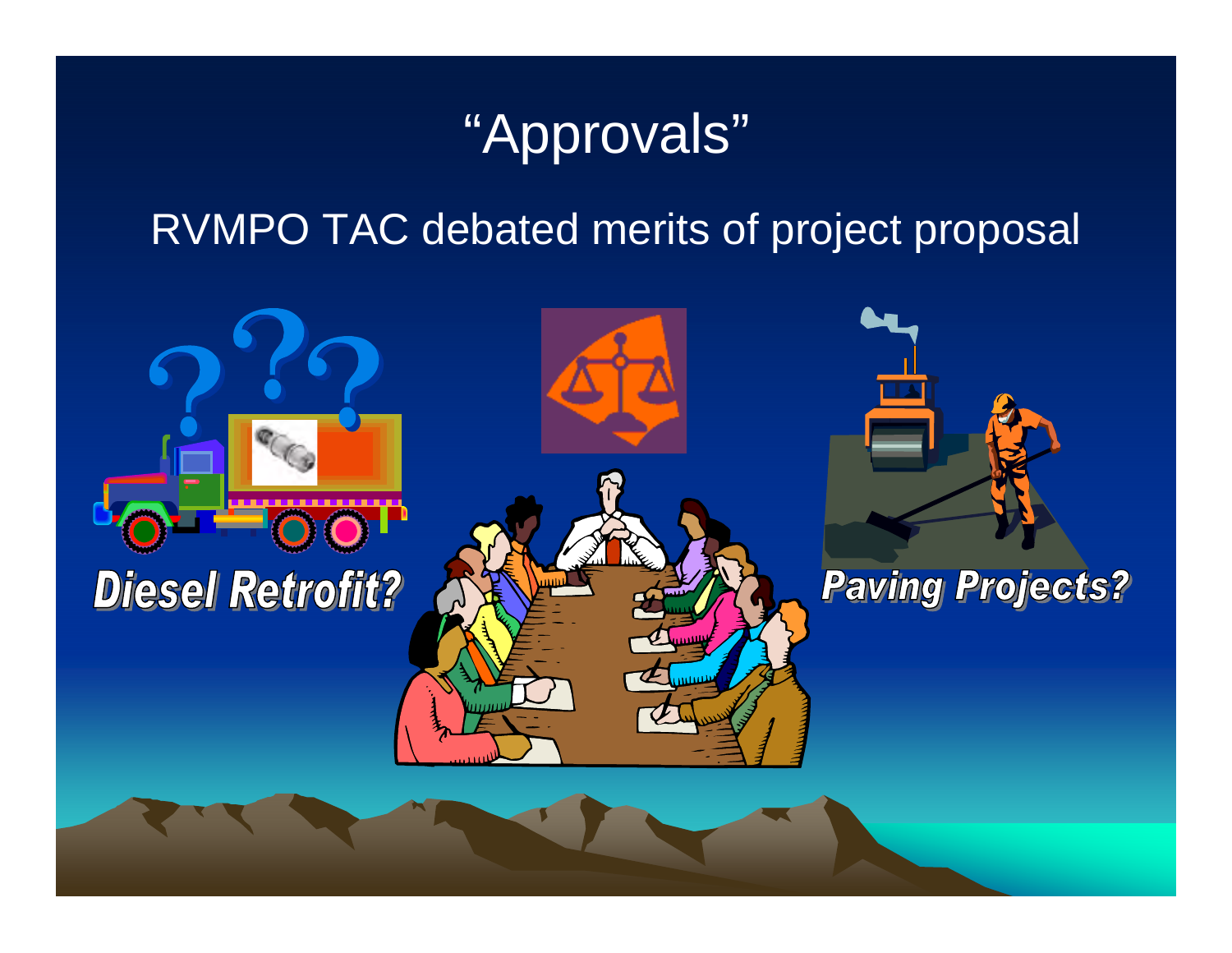# "Approvals"

RVMPO TAC debated merits of project proposal

**Diesel Retrofit?**

**Paving Projects?**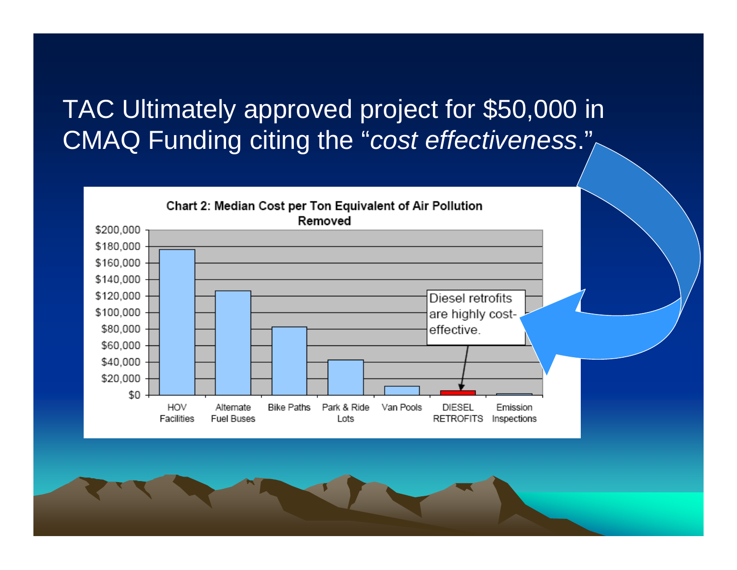# TAC Ultimately approved project for $50,000 in CMAQ Funding citing the "*cost effectiveness*."

**Chart 2: Median Cost per Ton Equivalent of Air Pollution Removed**

| Category | Approx. Median Cost per Ton |
|---|---|
| HOV Facilities | ~$176,000 |
| Alternate Fuel Buses | ~$126,000 |
| Bike Paths | ~$82,000 |
| Park & Ride Lots | ~$42,000 |
| Van Pools | ~$10,000 |
| DIESEL RETROFITS | ~$5,000 |
| Emission Inspections | ~$1,000 |

*Values estimated from bar heights; the y-axis runs from $0 to $200,000 in $20,000 increments.*

Diesel retrofits are highly cost-effective.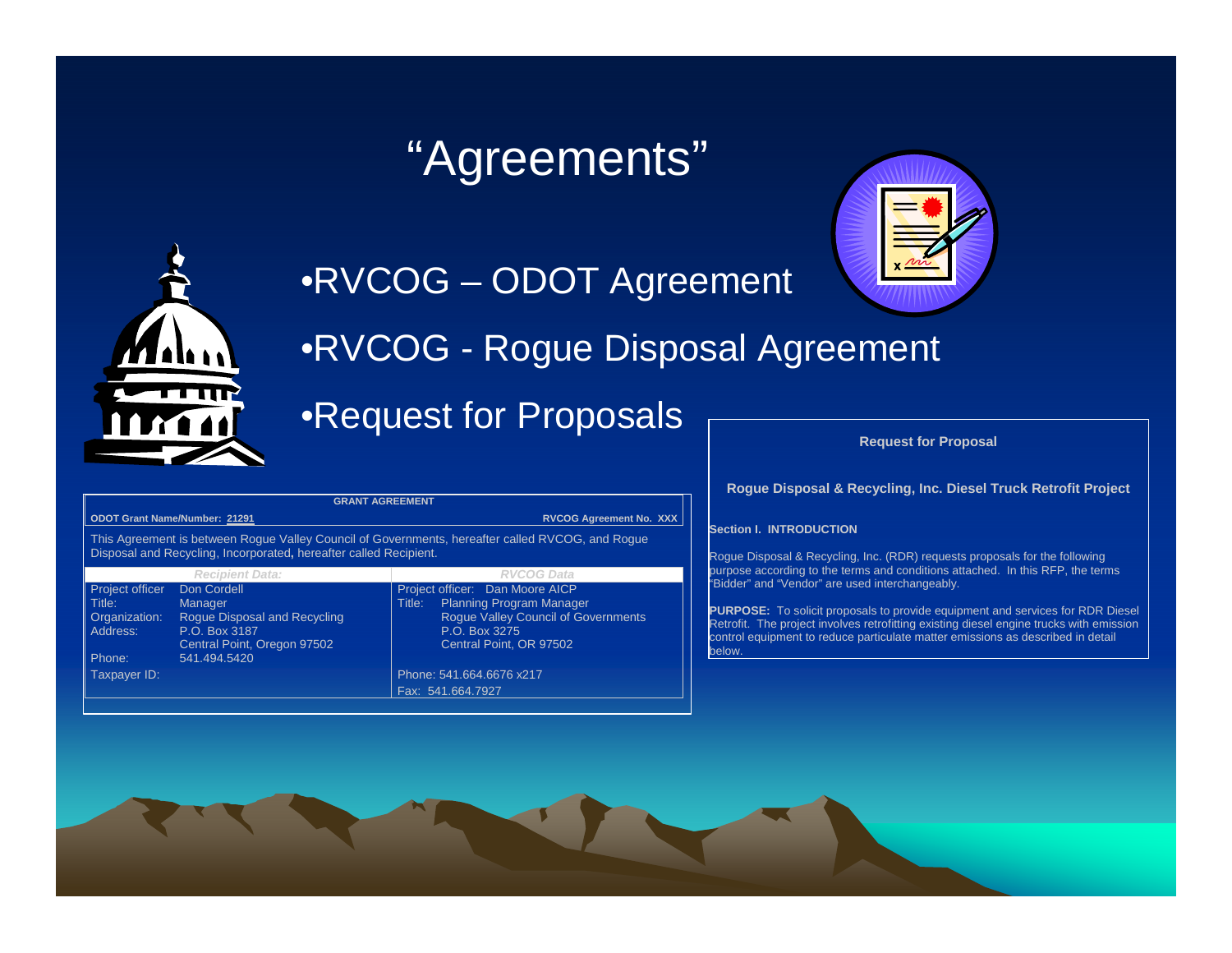# "Agreements"

- RVCOG – ODOT Agreement
- RVCOG - Rogue Disposal Agreement
- Request for Proposals

**GRANT AGREEMENT**

**ODOT Grant Name/Number: 21291** | **RVCOG Agreement No. XXX**

This Agreement is between Rogue Valley Council of Governments, hereafter called RVCOG, and Rogue Disposal and Recycling, Incorporated**,** hereafter called Recipient.

| *Recipient Data:* | | *RVCOG Data* | |
|---|---|---|---|
| Project officer | Don Cordell | Project officer: | Dan Moore AICP |
| Title: | Manager | Title: | Planning Program Manager |
| Organization: | Rogue Disposal and Recycling | | Rogue Valley Council of Governments |
| Address: | P.O. Box 3187 | | P.O. Box 3275 |
| | Central Point, Oregon 97502 | | Central Point, OR 97502 |
| Phone: | 541.494.5420 | | |
| Taxpayer ID: | | Phone: | 541.664.6676 x217 |
| | | Fax: | 541.664.7927 |

**Request for Proposal**

**Rogue Disposal & Recycling, Inc. Diesel Truck Retrofit Project**

**Section I. INTRODUCTION**

Rogue Disposal & Recycling, Inc. (RDR) requests proposals for the following purpose according to the terms and conditions attached. In this RFP, the terms "Bidder" and "Vendor" are used interchangeably.

**PURPOSE:** To solicit proposals to provide equipment and services for RDR Diesel Retrofit. The project involves retrofitting existing diesel engine trucks with emission control equipment to reduce particulate matter emissions as described in detail below.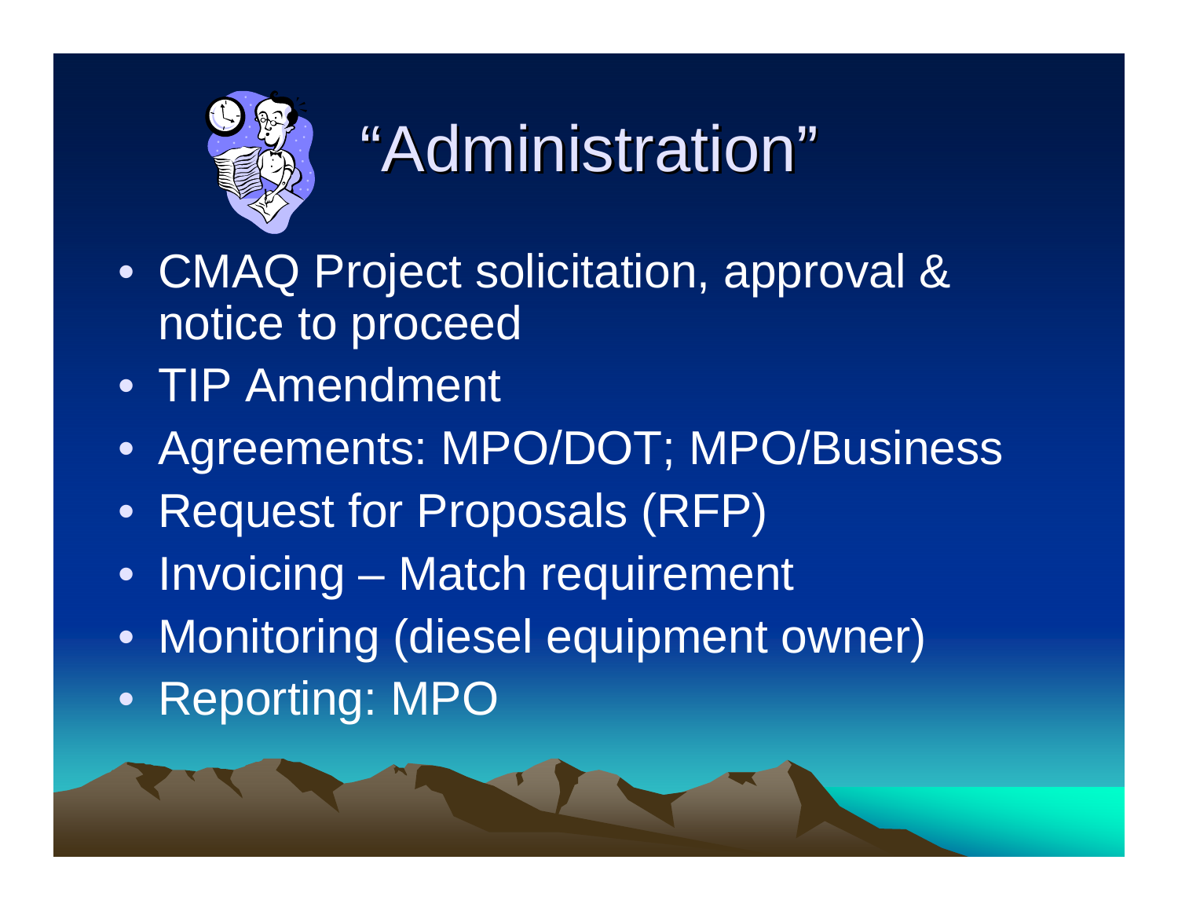# “Administration”

- CMAQ Project solicitation, approval & notice to proceed
- TIP Amendment
- Agreements: MPO/DOT; MPO/Business
- Request for Proposals (RFP)
- Invoicing – Match requirement
- Monitoring (diesel equipment owner)
- Reporting: MPO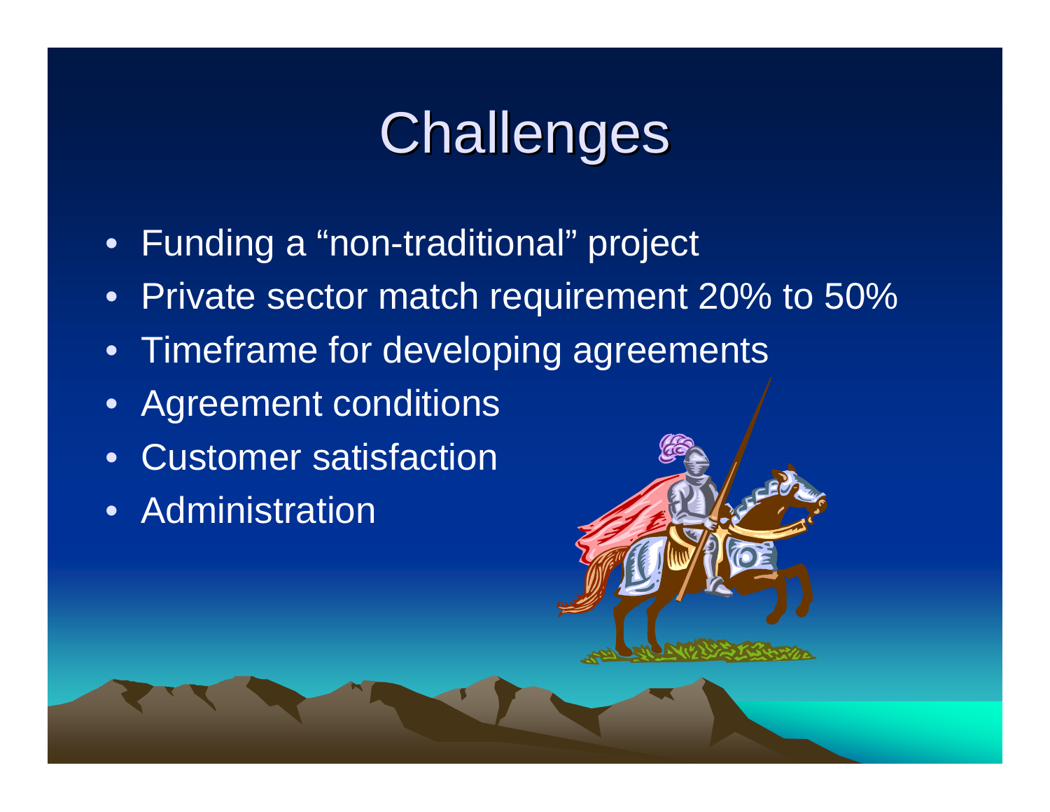# Challenges

- Funding a “non-traditional” project
- Private sector match requirement 20% to 50%
- Timeframe for developing agreements
- Agreement conditions
- Customer satisfaction
- Administration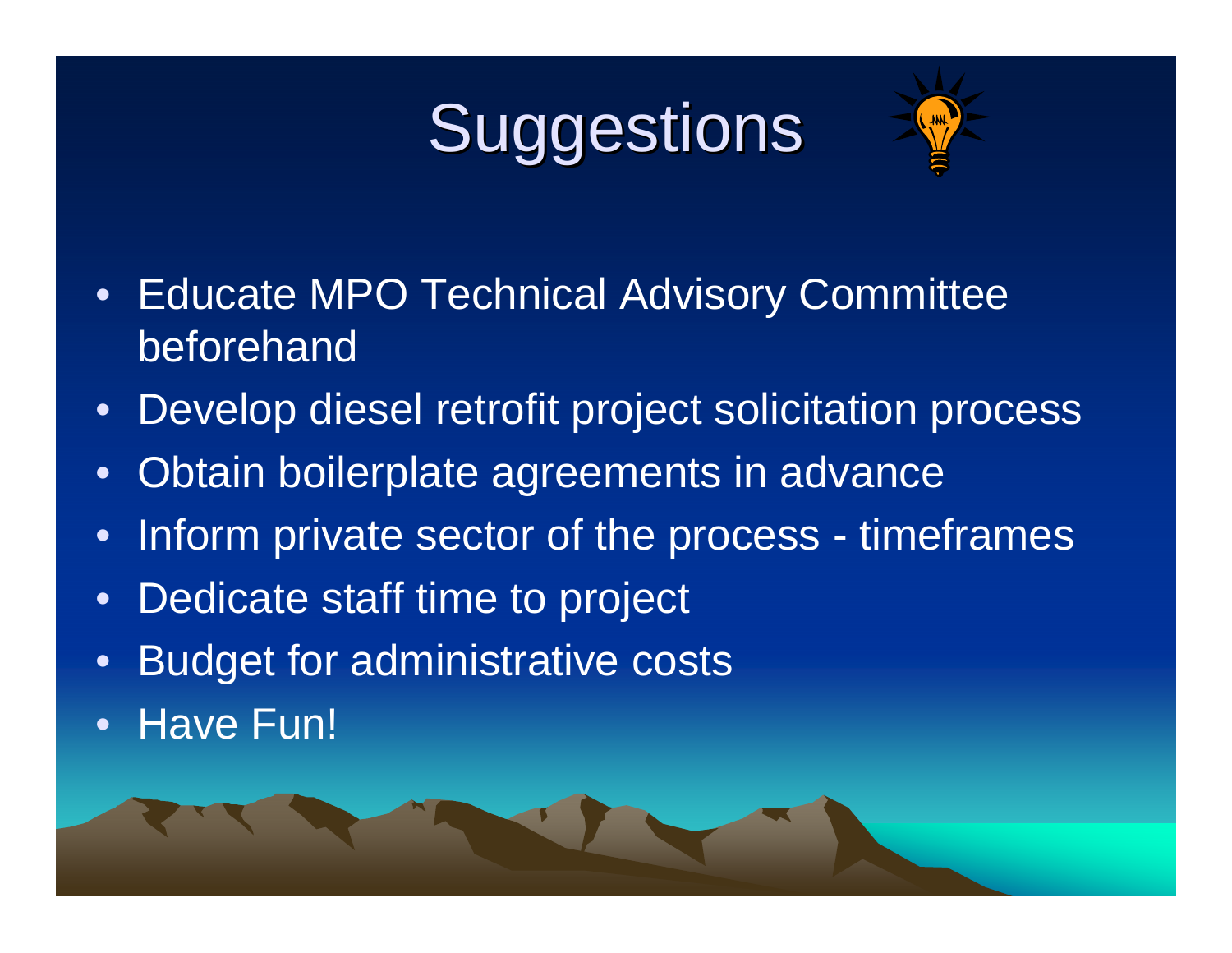# Suggestions

- Educate MPO Technical Advisory Committee beforehand
- Develop diesel retrofit project solicitation process
- Obtain boilerplate agreements in advance
- Inform private sector of the process - timeframes
- Dedicate staff time to project
- Budget for administrative costs
- Have Fun!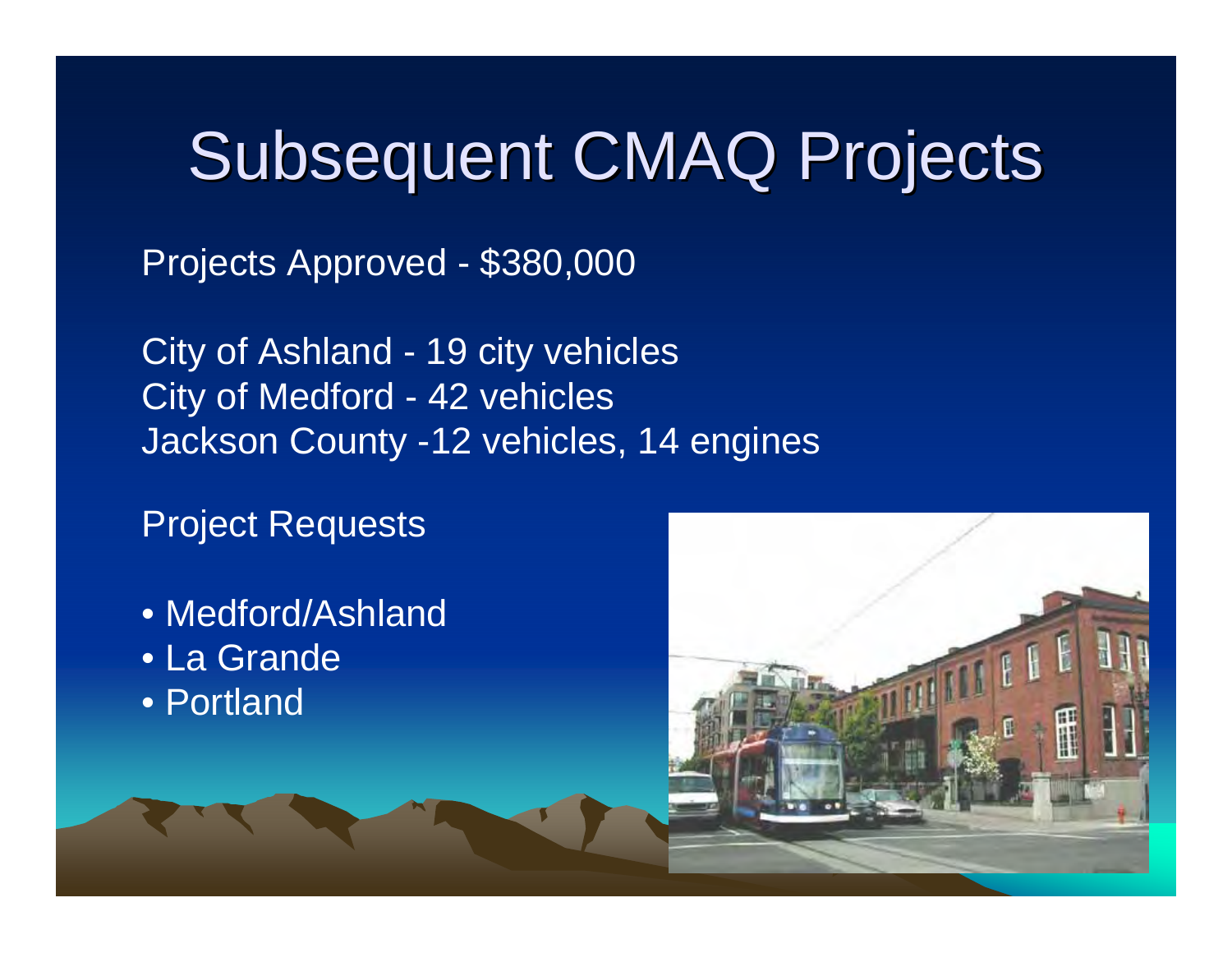# Subsequent CMAQ Projects

Projects Approved - $380,000

City of Ashland - 19 city vehicles
City of Medford - 42 vehicles
Jackson County -12 vehicles, 14 engines

Project Requests

- Medford/Ashland
- La Grande
- Portland